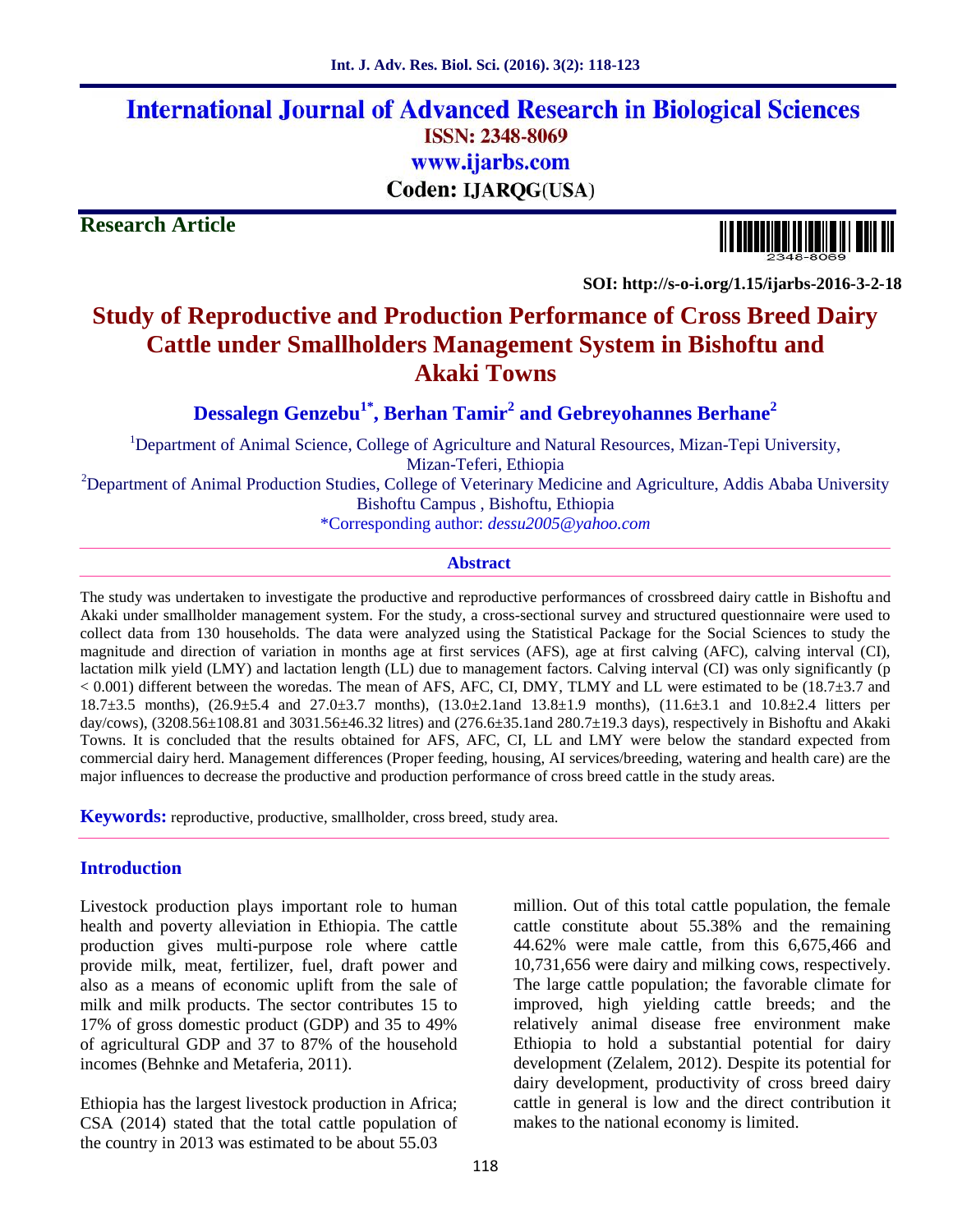# International Journal of Advanced Research in Biological Sciences

**ISSN: 2348-8069**

**www.ijarbs.com**

**Coden: IJARQG(USA)**

**Research Article**

**SOI: http://s-o-i.org/1.15/ijarbs-2016-3-2-18**

# Study of Reproductive and Production Performance of Cross Breed Dairy Cattle under Smallholders Management System in Bishoftu and Akaki Towns

**Dessalegn Genzebu[1*], Berhan Tamir[2] and Gebreyohannes Berhane[2]**

[1]Department of Animal Science, College of Agriculture and Natural Resources, Mizan-Tepi University, Mizan-Teferi, Ethiopia

[2]Department of Animal Production Studies, College of Veterinary Medicine and Agriculture, Addis Ababa University Bishoftu Campus , Bishoftu, Ethiopia

*Corresponding author: *dessu2005@yahoo.com*

## Abstract

The study was undertaken to investigate the productive and reproductive performances of crossbreed dairy cattle in Bishoftu and Akaki under smallholder management system. For the study, a cross-sectional survey and structured questionnaire were used to collect data from 130 households. The data were analyzed using the Statistical Package for the Social Sciences to study the magnitude and direction of variation in months age at first services (AFS), age at first calving (AFC), calving interval (CI), lactation milk yield (LMY) and lactation length (LL) due to management factors. Calving interval (CI) was only significantly ($p < 0.001$) different between the woredas. The mean of AFS, AFC, CI, DMY, TLMY and LL were estimated to be (18.7±3.7 and 18.7±3.5 months), (26.9±5.4 and 27.0±3.7 months), (13.0±2.1and 13.8±1.9 months), (11.6±3.1 and 10.8±2.4 litters per day/cows), (3208.56±108.81 and 3031.56±46.32 litres) and (276.6±35.1and 280.7±19.3 days), respectively in Bishoftu and Akaki Towns. It is concluded that the results obtained for AFS, AFC, CI, LL and LMY were below the standard expected from commercial dairy herd. Management differences (Proper feeding, housing, AI services/breeding, watering and health care) are the major influences to decrease the productive and production performance of cross breed cattle in the study areas.

**Keywords:** reproductive, productive, smallholder, cross breed, study area.

## Introduction

Livestock production plays important role to human health and poverty alleviation in Ethiopia. The cattle production gives multi-purpose role where cattle provide milk, meat, fertilizer, fuel, draft power and also as a means of economic uplift from the sale of milk and milk products. The sector contributes 15 to 17% of gross domestic product (GDP) and 35 to 49% of agricultural GDP and 37 to 87% of the household incomes (Behnke and Metaferia, 2011).

Ethiopia has the largest livestock production in Africa; CSA (2014) stated that the total cattle population of the country in 2013 was estimated to be about 55.03 million. Out of this total cattle population, the female cattle constitute about 55.38% and the remaining 44.62% were male cattle, from this 6,675,466 and 10,731,656 were dairy and milking cows, respectively. The large cattle population; the favorable climate for improved, high yielding cattle breeds; and the relatively animal disease free environment make Ethiopia to hold a substantial potential for dairy development (Zelalem, 2012). Despite its potential for dairy development, productivity of cross breed dairy cattle in general is low and the direct contribution it makes to the national economy is limited.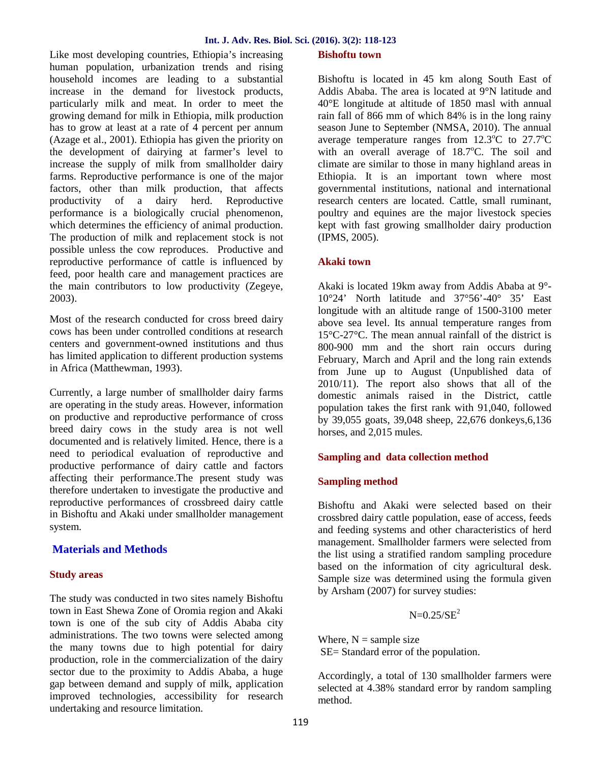Like most developing countries, Ethiopia's increasing human population, urbanization trends and rising household incomes are leading to a substantial increase in the demand for livestock products, particularly milk and meat. In order to meet the growing demand for milk in Ethiopia, milk production has to grow at least at a rate of 4 percent per annum (Azage et al., 2001). Ethiopia has given the priority on the development of dairying at farmer's level to increase the supply of milk from smallholder dairy farms. Reproductive performance is one of the major factors, other than milk production, that affects productivity of a dairy herd. Reproductive performance is a biologically crucial phenomenon, which determines the efficiency of animal production. The production of milk and replacement stock is not possible unless the cow reproduces. Productive and reproductive performance of cattle is influenced by feed, poor health care and management practices are the main contributors to low productivity (Zegeye, 2003).

Most of the research conducted for cross breed dairy cows has been under controlled conditions at research centers and government-owned institutions and thus has limited application to different production systems in Africa (Matthewman, 1993).

Currently, a large number of smallholder dairy farms are operating in the study areas. However, information on productive and reproductive performance of cross breed dairy cows in the study area is not well documented and is relatively limited. Hence, there is a need to periodical evaluation of reproductive and productive performance of dairy cattle and factors affecting their performance.The present study was therefore undertaken to investigate the productive and reproductive performances of crossbreed dairy cattle in Bishoftu and Akaki under smallholder management system.

## Materials and Methods

### Study areas

The study was conducted in two sites namely Bishoftu town in East Shewa Zone of Oromia region and Akaki town is one of the sub city of Addis Ababa city administrations. The two towns were selected among the many towns due to high potential for dairy production, role in the commercialization of the dairy sector due to the proximity to Addis Ababa, a huge gap between demand and supply of milk, application improved technologies, accessibility for research undertaking and resource limitation.

### Bishoftu town

Bishoftu is located in 45 km along South East of Addis Ababa. The area is located at 9°N latitude and 40°E longitude at altitude of 1850 masl with annual rain fall of 866 mm of which 84% is in the long rainy season June to September (NMSA, 2010). The annual average temperature ranges from 12.3$^{o}$C to 27.7$^{o}$C with an overall average of 18.7$^{o}$C. The soil and climate are similar to those in many highland areas in Ethiopia. It is an important town where most governmental institutions, national and international research centers are located. Cattle, small ruminant, poultry and equines are the major livestock species kept with fast growing smallholder dairy production (IPMS, 2005).

### Akaki town

Akaki is located 19km away from Addis Ababa at 9°-10°24' North latitude and 37°56'-40° 35' East longitude with an altitude range of 1500-3100 meter above sea level. Its annual temperature ranges from 15°C-27°C. The mean annual rainfall of the district is 800-900 mm and the short rain occurs during February, March and April and the long rain extends from June up to August (Unpublished data of 2010/11). The report also shows that all of the domestic animals raised in the District, cattle population takes the first rank with 91,040, followed by 39,055 goats, 39,048 sheep, 22,676 donkeys,6,136 horses, and 2,015 mules.

### Sampling and data collection method

### Sampling method

Bishoftu and Akaki were selected based on their crossbred dairy cattle population, ease of access, feeds and feeding systems and other characteristics of herd management. Smallholder farmers were selected from the list using a stratified random sampling procedure based on the information of city agricultural desk. Sample size was determined using the formula given by Arsham (2007) for survey studies:

$$N=0.25/SE^2$$

Where, N = sample size
SE= Standard error of the population.

Accordingly, a total of 130 smallholder farmers were selected at 4.38% standard error by random sampling method.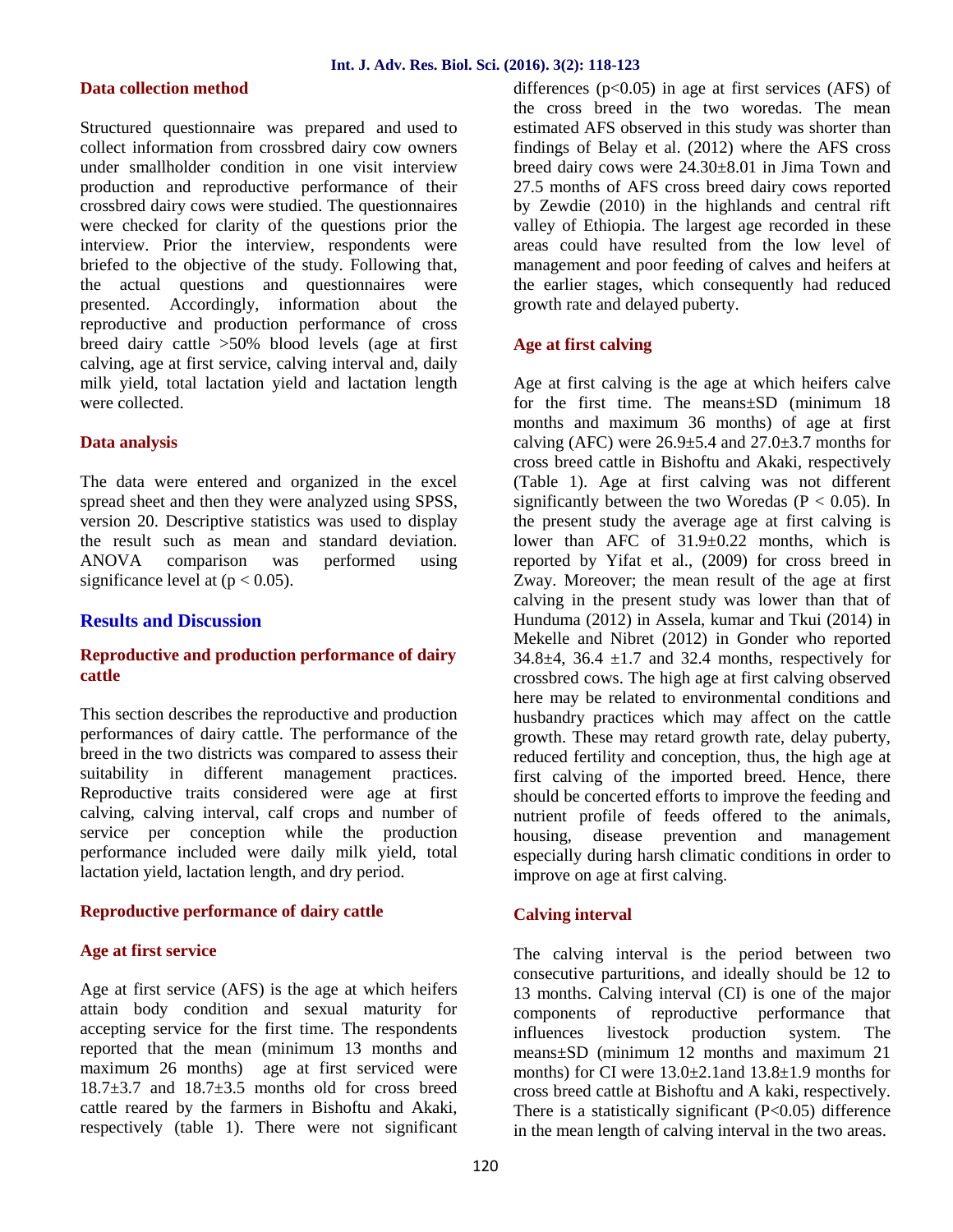### Data collection method

Structured questionnaire was prepared and used to collect information from crossbred dairy cow owners under smallholder condition in one visit interview production and reproductive performance of their crossbred dairy cows were studied. The questionnaires were checked for clarity of the questions prior the interview. Prior the interview, respondents were briefed to the objective of the study. Following that, the actual questions and questionnaires were presented. Accordingly, information about the reproductive and production performance of cross breed dairy cattle >50% blood levels (age at first calving, age at first service, calving interval and, daily milk yield, total lactation yield and lactation length were collected.

### Data analysis

The data were entered and organized in the excel spread sheet and then they were analyzed using SPSS, version 20. Descriptive statistics was used to display the result such as mean and standard deviation. ANOVA comparison was performed using significance level at ($p < 0.05$).

## Results and Discussion

### Reproductive and production performance of dairy cattle

This section describes the reproductive and production performances of dairy cattle. The performance of the breed in the two districts was compared to assess their suitability in different management practices. Reproductive traits considered were age at first calving, calving interval, calf crops and number of service per conception while the production performance included were daily milk yield, total lactation yield, lactation length, and dry period.

### Reproductive performance of dairy cattle

### Age at first service

Age at first service (AFS) is the age at which heifers attain body condition and sexual maturity for accepting service for the first time. The respondents reported that the mean (minimum 13 months and maximum 26 months) age at first serviced were 18.7±3.7 and 18.7±3.5 months old for cross breed cattle reared by the farmers in Bishoftu and Akaki, respectively (table 1). There were not significant differences ($p<0.05$) in age at first services (AFS) of the cross breed in the two woredas. The mean estimated AFS observed in this study was shorter than findings of Belay et al. (2012) where the AFS cross breed dairy cows were 24.30±8.01 in Jima Town and 27.5 months of AFS cross breed dairy cows reported by Zewdie (2010) in the highlands and central rift valley of Ethiopia. The largest age recorded in these areas could have resulted from the low level of management and poor feeding of calves and heifers at the earlier stages, which consequently had reduced growth rate and delayed puberty.

### Age at first calving

Age at first calving is the age at which heifers calve for the first time. The means±SD (minimum 18 months and maximum 36 months) of age at first calving (AFC) were 26.9±5.4 and 27.0±3.7 months for cross breed cattle in Bishoftu and Akaki, respectively (Table 1). Age at first calving was not different significantly between the two Woredas ($P < 0.05$). In the present study the average age at first calving is lower than AFC of 31.9±0.22 months, which is reported by Yifat et al., (2009) for cross breed in Zway. Moreover; the mean result of the age at first calving in the present study was lower than that of Hunduma (2012) in Assela, kumar and Tkui (2014) in Mekelle and Nibret (2012) in Gonder who reported 34.8±4, 36.4 ±1.7 and 32.4 months, respectively for crossbred cows. The high age at first calving observed here may be related to environmental conditions and husbandry practices which may affect on the cattle growth. These may retard growth rate, delay puberty, reduced fertility and conception, thus, the high age at first calving of the imported breed. Hence, there should be concerted efforts to improve the feeding and nutrient profile of feeds offered to the animals, housing, disease prevention and management especially during harsh climatic conditions in order to improve on age at first calving.

### Calving interval

The calving interval is the period between two consecutive parturitions, and ideally should be 12 to 13 months. Calving interval (CI) is one of the major components of reproductive performance that influences livestock production system. The means±SD (minimum 12 months and maximum 21 months) for CI were 13.0±2.1and 13.8±1.9 months for cross breed cattle at Bishoftu and A kaki, respectively. There is a statistically significant ($P<0.05$) difference in the mean length of calving interval in the two areas.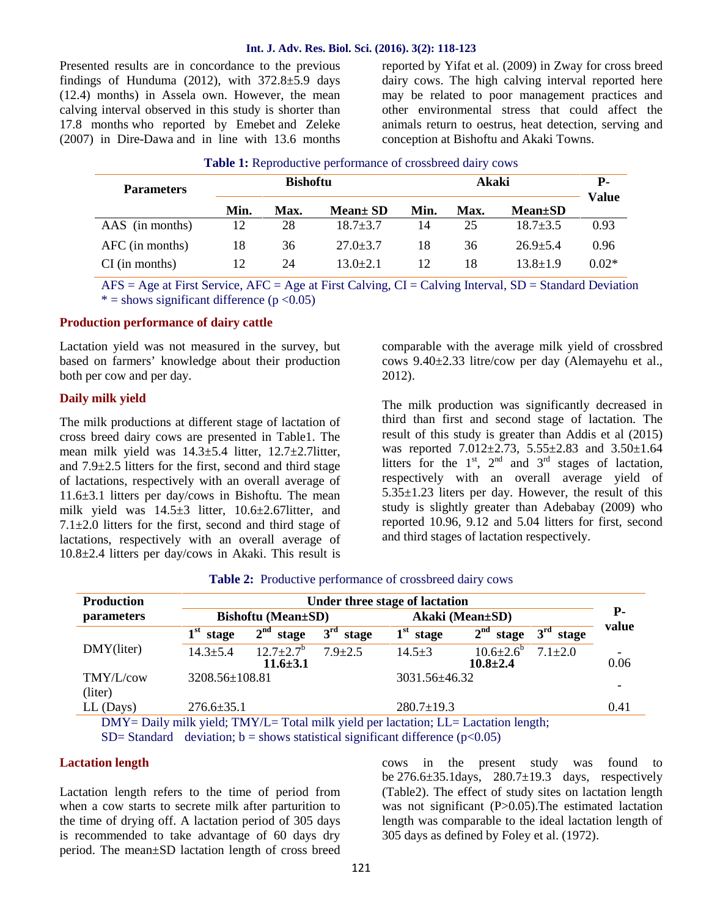Presented results are in concordance to the previous findings of Hunduma (2012), with 372.8±5.9 days (12.4) months) in Assela own. However, the mean calving interval observed in this study is shorter than 17.8 months who reported by Emebet and Zeleke (2007) in Dire-Dawa and in line with 13.6 months reported by Yifat et al. (2009) in Zway for cross breed dairy cows. The high calving interval reported here may be related to poor management practices and other environmental stress that could affect the animals return to oestrus, heat detection, serving and conception at Bishoftu and Akaki Towns.

**Table 1:** Reproductive performance of crossbreed dairy cows

| Parameters | Bishoftu | | | Akaki | | | P-Value |
|---|---|---|---|---|---|---|---|
| | Min. | Max. | Mean± SD | Min. | Max. | Mean±SD | |
| AAS (in months) | 12 | 28 | 18.7±3.7 | 14 | 25 | 18.7±3.5 | 0.93 |
| AFC (in months) | 18 | 36 | 27.0±3.7 | 18 | 36 | 26.9±5.4 | 0.96 |
| CI (in months) | 12 | 24 | 13.0±2.1 | 12 | 18 | 13.8±1.9 | 0.02* |

AFS = Age at First Service, AFC = Age at First Calving, CI = Calving Interval, SD = Standard Deviation
* = shows significant difference (p <0.05)

### Production performance of dairy cattle

Lactation yield was not measured in the survey, but based on farmers' knowledge about their production both per cow and per day.

### Daily milk yield

The milk productions at different stage of lactation of cross breed dairy cows are presented in Table1. The mean milk yield was 14.3±5.4 litter, 12.7±2.7litter, and 7.9±2.5 litters for the first, second and third stage of lactations, respectively with an overall average of 11.6±3.1 litters per day/cows in Bishoftu. The mean milk yield was 14.5±3 litter, 10.6±2.67litter, and 7.1±2.0 litters for the first, second and third stage of lactations, respectively with an overall average of 10.8±2.4 litters per day/cows in Akaki. This result is comparable with the average milk yield of crossbred cows 9.40±2.33 litre/cow per day (Alemayehu et al., 2012).

The milk production was significantly decreased in third than first and second stage of lactation. The result of this study is greater than Addis et al (2015) was reported 7.012±2.73, 5.55±2.83 and 3.50±1.64 litters for the 1st, 2nd and 3rd stages of lactation, respectively with an overall average yield of 5.35±1.23 liters per day. However, the result of this study is slightly greater than Adebabay (2009) who reported 10.96, 9.12 and 5.04 litters for first, second and third stages of lactation respectively.

**Table 2:** Productive performance of crossbreed dairy cows

| Production parameters | Under three stage of lactation | | | | | | P-value |
|---|---|---|---|---|---|---|---|
| | Bishoftu (Mean±SD) | | | Akaki (Mean±SD) | | | |
| | 1st stage | 2nd stage | 3rd stage | 1st stage | 2nd stage | 3rd stage | |
| DMY(liter) | 14.3±5.4 | 12.7±2.7b 11.6±3.1 | 7.9±2.5 | 14.5±3 | 10.6±2.6b 10.8±2.4 | 7.1±2.0 | - 0.06 |
| TMY/L/cow (liter) | 3208.56±108.81 | | | 3031.56±46.32 | | | - |
| LL (Days) | 276.6±35.1 | | | 280.7±19.3 | | | 0.41 |

DMY= Daily milk yield; TMY/L= Total milk yield per lactation; LL= Lactation length;
SD= Standard deviation; b = shows statistical significant difference (p<0.05)

### Lactation length

Lactation length refers to the time of period from when a cow starts to secrete milk after parturition to the time of drying off. A lactation period of 305 days is recommended to take advantage of 60 days dry period. The mean±SD lactation length of cross breed cows in the present study was found to be 276.6±35.1days, 280.7±19.3 days, respectively (Table2). The effect of study sites on lactation length was not significant (P>0.05).The estimated lactation length was comparable to the ideal lactation length of 305 days as defined by Foley et al. (1972).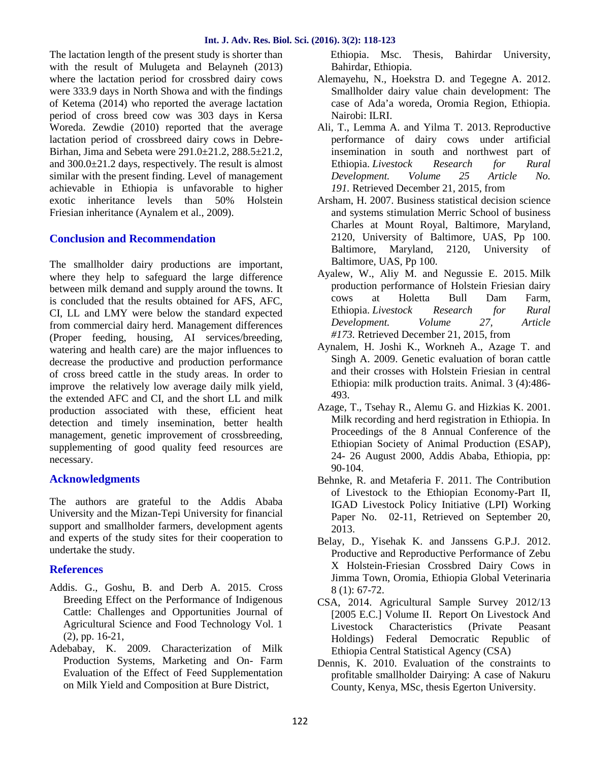The lactation length of the present study is shorter than with the result of Mulugeta and Belayneh (2013) where the lactation period for crossbred dairy cows were 333.9 days in North Showa and with the findings of Ketema (2014) who reported the average lactation period of cross breed cow was 303 days in Kersa Woreda. Zewdie (2010) reported that the average lactation period of crossbreed dairy cows in Debre-Birhan, Jima and Sebeta were 291.0±21.2, 288.5±21.2, and 300.0±21.2 days, respectively. The result is almost similar with the present finding. Level of management achievable in Ethiopia is unfavorable to higher exotic inheritance levels than 50% Holstein Friesian inheritance (Aynalem et al., 2009).

## Conclusion and Recommendation

The smallholder dairy productions are important, where they help to safeguard the large difference between milk demand and supply around the towns. It is concluded that the results obtained for AFS, AFC, CI, LL and LMY were below the standard expected from commercial dairy herd. Management differences (Proper feeding, housing, AI services/breeding, watering and health care) are the major influences to decrease the productive and production performance of cross breed cattle in the study areas. In order to improve the relatively low average daily milk yield, the extended AFC and CI, and the short LL and milk production associated with these, efficient heat detection and timely insemination, better health management, genetic improvement of crossbreeding, supplementing of good quality feed resources are necessary.

## Acknowledgments

The authors are grateful to the Addis Ababa University and the Mizan-Tepi University for financial support and smallholder farmers, development agents and experts of the study sites for their cooperation to undertake the study.

## References

- Addis. G., Goshu, B. and Derb A. 2015. Cross Breeding Effect on the Performance of Indigenous Cattle: Challenges and Opportunities Journal of Agricultural Science and Food Technology Vol. 1 (2), pp. 16-21,
- Adebabay, K. 2009. Characterization of Milk Production Systems, Marketing and On- Farm Evaluation of the Effect of Feed Supplementation on Milk Yield and Composition at Bure District, Ethiopia. Msc. Thesis, Bahirdar University, Bahirdar, Ethiopia.
- Alemayehu, N., Hoekstra D. and Tegegne A. 2012. Smallholder dairy value chain development: The case of Ada'a woreda, Oromia Region, Ethiopia. Nairobi: ILRI.
- Ali, T., Lemma A. and Yilma T. 2013. Reproductive performance of dairy cows under artificial insemination in south and northwest part of Ethiopia. *Livestock Research for Rural Development. Volume 25 Article No. 191.* Retrieved December 21, 2015, from
- Arsham, H. 2007. Business statistical decision science and systems stimulation Merric School of business Charles at Mount Royal, Baltimore, Maryland, 2120, University of Baltimore, UAS, Pp 100. Baltimore, Maryland, 2120, University of Baltimore, UAS, Pp 100.
- Ayalew, W., Aliy M. and Negussie E. 2015. Milk production performance of Holstein Friesian dairy cows at Holetta Bull Dam Farm, Ethiopia. *Livestock Research for Rural Development. Volume 27, Article #173.* Retrieved December 21, 2015, from
- Aynalem, H. Joshi K., Workneh A., Azage T. and Singh A. 2009. Genetic evaluation of boran cattle and their crosses with Holstein Friesian in central Ethiopia: milk production traits. Animal. 3 (4):486-493.
- Azage, T., Tsehay R., Alemu G. and Hizkias K. 2001. Milk recording and herd registration in Ethiopia. In Proceedings of the 8 Annual Conference of the Ethiopian Society of Animal Production (ESAP), 24- 26 August 2000, Addis Ababa, Ethiopia, pp: 90-104.
- Behnke, R. and Metaferia F. 2011. The Contribution of Livestock to the Ethiopian Economy-Part II, IGAD Livestock Policy Initiative (LPI) Working Paper No. 02-11, Retrieved on September 20, 2013.
- Belay, D., Yisehak K. and Janssens G.P.J. 2012. Productive and Reproductive Performance of Zebu X Holstein-Friesian Crossbred Dairy Cows in Jimma Town, Oromia, Ethiopia Global Veterinaria 8 (1): 67-72.
- CSA, 2014. Agricultural Sample Survey 2012/13 [2005 E.C.] Volume II. Report On Livestock And Livestock Characteristics (Private Peasant Holdings) Federal Democratic Republic of Ethiopia Central Statistical Agency (CSA)
- Dennis, K. 2010. Evaluation of the constraints to profitable smallholder Dairying: A case of Nakuru County, Kenya, MSc, thesis Egerton University.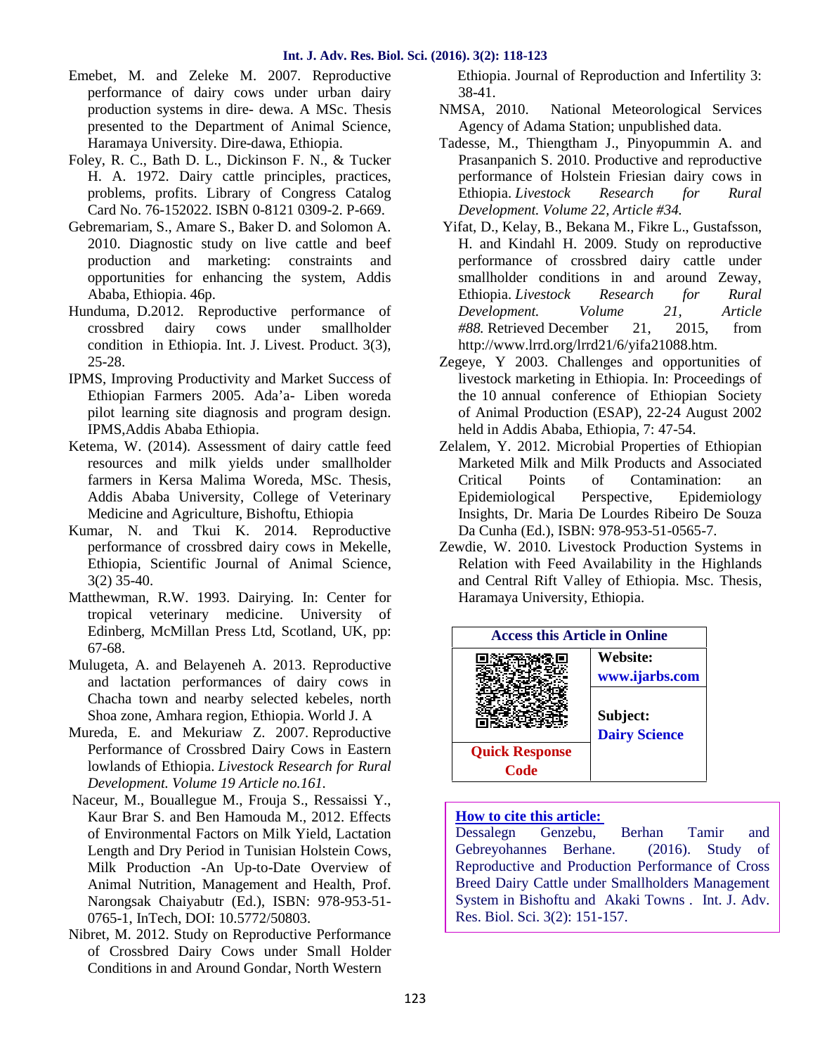Emebet, M. and Zeleke M. 2007. Reproductive performance of dairy cows under urban dairy production systems in dire- dewa. A MSc. Thesis presented to the Department of Animal Science, Haramaya University. Dire-dawa, Ethiopia.

Foley, R. C., Bath D. L., Dickinson F. N., & Tucker H. A. 1972. Dairy cattle principles, practices, problems, profits. Library of Congress Catalog Card No. 76-152022. ISBN 0-8121 0309-2. P-669.

Gebremariam, S., Amare S., Baker D. and Solomon A. 2010. Diagnostic study on live cattle and beef production and marketing: constraints and opportunities for enhancing the system, Addis Ababa, Ethiopia. 46p.

Hunduma, D.2012. Reproductive performance of crossbred dairy cows under smallholder condition in Ethiopia. Int. J. Livest. Product. 3(3), 25-28.

IPMS, Improving Productivity and Market Success of Ethiopian Farmers 2005. Ada'a- Liben woreda pilot learning site diagnosis and program design. IPMS,Addis Ababa Ethiopia.

Ketema, W. (2014). Assessment of dairy cattle feed resources and milk yields under smallholder farmers in Kersa Malima Woreda, MSc. Thesis, Addis Ababa University, College of Veterinary Medicine and Agriculture, Bishoftu, Ethiopia

Kumar, N. and Tkui K. 2014. Reproductive performance of crossbred dairy cows in Mekelle, Ethiopia, Scientific Journal of Animal Science, 3(2) 35-40.

Matthewman, R.W. 1993. Dairying. In: Center for tropical veterinary medicine. University of Edinberg, McMillan Press Ltd, Scotland, UK, pp: 67-68.

Mulugeta, A. and Belayeneh A. 2013. Reproductive and lactation performances of dairy cows in Chacha town and nearby selected kebeles, north Shoa zone, Amhara region, Ethiopia. World J. A

Mureda, E. and Mekuriaw Z. 2007. Reproductive Performance of Crossbred Dairy Cows in Eastern lowlands of Ethiopia. *Livestock Research for Rural Development. Volume 19 Article no.161.*

Naceur, M., Bouallegue M., Frouja S., Ressaissi Y., Kaur Brar S. and Ben Hamouda M., 2012. Effects of Environmental Factors on Milk Yield, Lactation Length and Dry Period in Tunisian Holstein Cows, Milk Production -An Up-to-Date Overview of Animal Nutrition, Management and Health, Prof. Narongsak Chaiyabutr (Ed.), ISBN: 978-953-51-0765-1, InTech, DOI: 10.5772/50803.

Nibret, M. 2012. Study on Reproductive Performance of Crossbred Dairy Cows under Small Holder Conditions in and Around Gondar, North Western Ethiopia. Journal of Reproduction and Infertility 3: 38-41.

NMSA, 2010. National Meteorological Services Agency of Adama Station; unpublished data.

Tadesse, M., Thiengtham J., Pinyopummin A. and Prasanpanich S. 2010. Productive and reproductive performance of Holstein Friesian dairy cows in Ethiopia. *Livestock Research for Rural Development. Volume 22, Article #34.*

Yifat, D., Kelay, B., Bekana M., Fikre L., Gustafsson, H. and Kindahl H. 2009. Study on reproductive performance of crossbred dairy cattle under smallholder conditions in and around Zeway, Ethiopia. *Livestock Research for Rural Development. Volume 21, Article #88.* Retrieved December 21, 2015, from http://www.lrrd.org/lrrd21/6/yifa21088.htm.

Zegeye, Y 2003. Challenges and opportunities of livestock marketing in Ethiopia. In: Proceedings of the 10 annual conference of Ethiopian Society of Animal Production (ESAP), 22-24 August 2002 held in Addis Ababa, Ethiopia, 7: 47-54.

Zelalem, Y. 2012. Microbial Properties of Ethiopian Marketed Milk and Milk Products and Associated Critical Points of Contamination: an Epidemiological Perspective, Epidemiology Insights, Dr. Maria De Lourdes Ribeiro De Souza Da Cunha (Ed.), ISBN: 978-953-51-0565-7.

Zewdie, W. 2010. Livestock Production Systems in Relation with Feed Availability in the Highlands and Central Rift Valley of Ethiopia. Msc. Thesis, Haramaya University, Ethiopia.

| Access this Article in Online | |
|---|---|
| Quick Response Code | **Website:** www.ijarbs.com |
| | **Subject:** Dairy Science |

**How to cite this article:**

Dessalegn Genzebu, Berhan Tamir and Gebreyohannes Berhane. (2016). Study of Reproductive and Production Performance of Cross Breed Dairy Cattle under Smallholders Management System in Bishoftu and Akaki Towns . Int. J. Adv. Res. Biol. Sci. 3(2): 151-157.